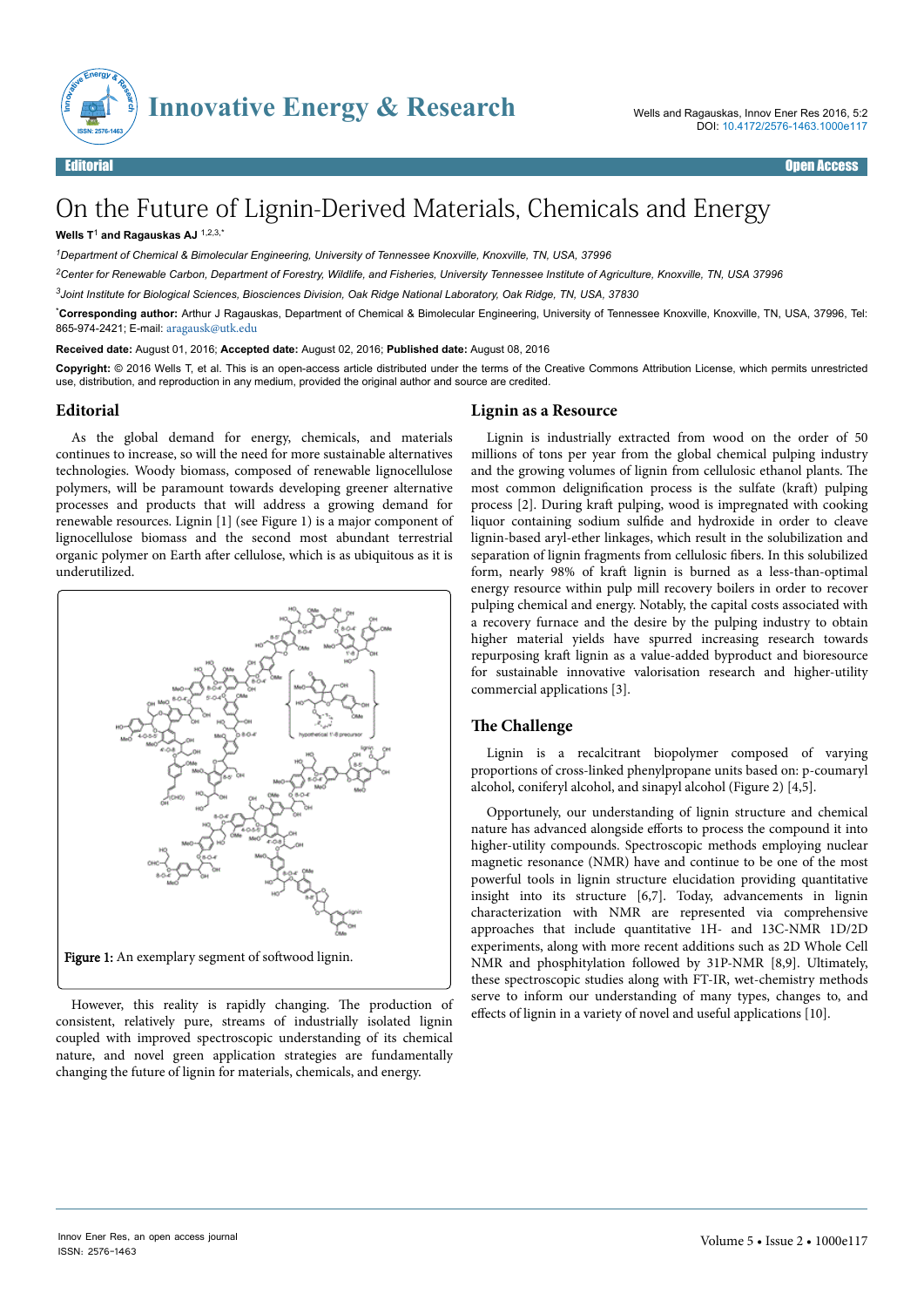Editorial | Open Access

# On the Future of Lignin-Derived Materials, Chemicals and Energy

**Wells T[1] and Ragauskas AJ [1,2,3,*]**

[1]*Department of Chemical & Bimolecular Engineering, University of Tennessee Knoxville, Knoxville, TN, USA, 37996*

[2]*Center for Renewable Carbon, Department of Forestry, Wildlife, and Fisheries, University Tennessee Institute of Agriculture, Knoxville, TN, USA 37996*

[3]*Joint Institute for Biological Sciences, Biosciences Division, Oak Ridge National Laboratory, Oak Ridge, TN, USA, 37830*

[*]**Corresponding author:** Arthur J Ragauskas, Department of Chemical & Bimolecular Engineering, University of Tennessee Knoxville, Knoxville, TN, USA, 37996, Tel: 865-974-2421; E-mail: aragausk@utk.edu

**Received date:** August 01, 2016; **Accepted date:** August 02, 2016; **Published date:** August 08, 2016

**Copyright:** © 2016 Wells T, et al. This is an open-access article distributed under the terms of the Creative Commons Attribution License, which permits unrestricted use, distribution, and reproduction in any medium, provided the original author and source are credited.

## Editorial

As the global demand for energy, chemicals, and materials continues to increase, so will the need for more sustainable alternatives technologies. Woody biomass, composed of renewable lignocellulose polymers, will be paramount towards developing greener alternative processes and products that will address a growing demand for renewable resources. Lignin [1] (see Figure 1) is a major component of lignocellulose biomass and the second most abundant terrestrial organic polymer on Earth after cellulose, which is as ubiquitous as it is underutilized.

**Figure 1:** An exemplary segment of softwood lignin.

However, this reality is rapidly changing. The production of consistent, relatively pure, streams of industrially isolated lignin coupled with improved spectroscopic understanding of its chemical nature, and novel green application strategies are fundamentally changing the future of lignin for materials, chemicals, and energy.

## Lignin as a Resource

Lignin is industrially extracted from wood on the order of 50 millions of tons per year from the global chemical pulping industry and the growing volumes of lignin from cellulosic ethanol plants. The most common delignification process is the sulfate (kraft) pulping process [2]. During kraft pulping, wood is impregnated with cooking liquor containing sodium sulfide and hydroxide in order to cleave lignin-based aryl-ether linkages, which result in the solubilization and separation of lignin fragments from cellulosic fibers. In this solubilized form, nearly 98% of kraft lignin is burned as a less-than-optimal energy resource within pulp mill recovery boilers in order to recover pulping chemical and energy. Notably, the capital costs associated with a recovery furnace and the desire by the pulping industry to obtain higher material yields have spurred increasing research towards repurposing kraft lignin as a value-added byproduct and bioresource for sustainable innovative valorisation research and higher-utility commercial applications [3].

## The Challenge

Lignin is a recalcitrant biopolymer composed of varying proportions of cross-linked phenylpropane units based on: p-coumaryl alcohol, coniferyl alcohol, and sinapyl alcohol (Figure 2) [4,5].

Opportunely, our understanding of lignin structure and chemical nature has advanced alongside efforts to process the compound it into higher-utility compounds. Spectroscopic methods employing nuclear magnetic resonance (NMR) have and continue to be one of the most powerful tools in lignin structure elucidation providing quantitative insight into its structure [6,7]. Today, advancements in lignin characterization with NMR are represented via comprehensive approaches that include quantitative 1H- and 13C-NMR 1D/2D experiments, along with more recent additions such as 2D Whole Cell NMR and phosphitylation followed by 31P-NMR [8,9]. Ultimately, these spectroscopic studies along with FT-IR, wet-chemistry methods serve to inform our understanding of many types, changes to, and effects of lignin in a variety of novel and useful applications [10].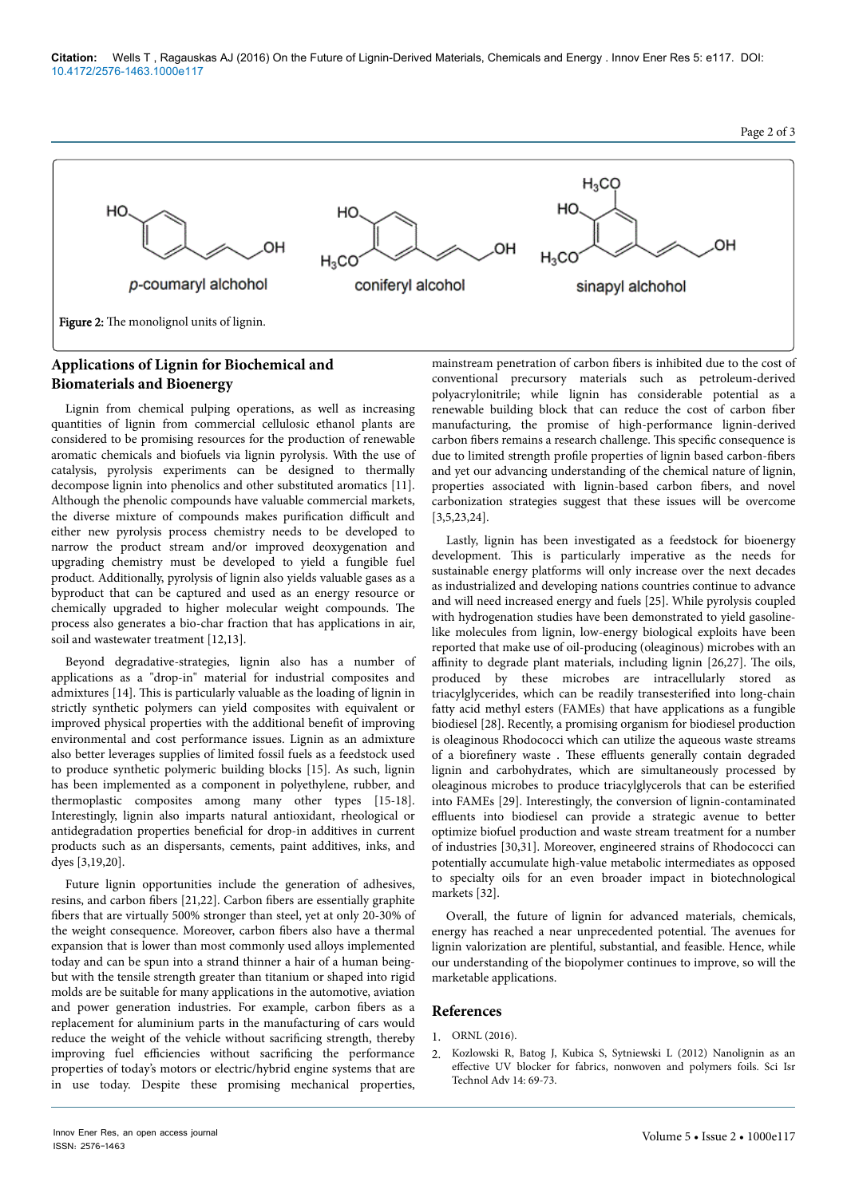Figure 2: The monolignol units of lignin.

## Applications of Lignin for Biochemical and Biomaterials and Bioenergy

Lignin from chemical pulping operations, as well as increasing quantities of lignin from commercial cellulosic ethanol plants are considered to be promising resources for the production of renewable aromatic chemicals and biofuels via lignin pyrolysis. With the use of catalysis, pyrolysis experiments can be designed to thermally decompose lignin into phenolics and other substituted aromatics [11]. Although the phenolic compounds have valuable commercial markets, the diverse mixture of compounds makes purification difficult and either new pyrolysis process chemistry needs to be developed to narrow the product stream and/or improved deoxygenation and upgrading chemistry must be developed to yield a fungible fuel product. Additionally, pyrolysis of lignin also yields valuable gases as a byproduct that can be captured and used as an energy resource or chemically upgraded to higher molecular weight compounds. The process also generates a bio-char fraction that has applications in air, soil and wastewater treatment [12,13].

Beyond degradative-strategies, lignin also has a number of applications as a "drop-in" material for industrial composites and admixtures [14]. This is particularly valuable as the loading of lignin in strictly synthetic polymers can yield composites with equivalent or improved physical properties with the additional benefit of improving environmental and cost performance issues. Lignin as an admixture also better leverages supplies of limited fossil fuels as a feedstock used to produce synthetic polymeric building blocks [15]. As such, lignin has been implemented as a component in polyethylene, rubber, and thermoplastic composites among many other types [15-18]. Interestingly, lignin also imparts natural antioxidant, rheological or antidegradation properties beneficial for drop-in additives in current products such as an dispersants, cements, paint additives, inks, and dyes [3,19,20].

Future lignin opportunities include the generation of adhesives, resins, and carbon fibers [21,22]. Carbon fibers are essentially graphite fibers that are virtually 500% stronger than steel, yet at only 20-30% of the weight consequence. Moreover, carbon fibers also have a thermal expansion that is lower than most commonly used alloys implemented today and can be spun into a strand thinner a hair of a human being- but with the tensile strength greater than titanium or shaped into rigid molds are be suitable for many applications in the automotive, aviation and power generation industries. For example, carbon fibers as a replacement for aluminium parts in the manufacturing of cars would reduce the weight of the vehicle without sacrificing strength, thereby improving fuel efficiencies without sacrificing the performance properties of today's motors or electric/hybrid engine systems that are in use today. Despite these promising mechanical properties, mainstream penetration of carbon fibers is inhibited due to the cost of conventional precursory materials such as petroleum-derived polyacrylonitrile; while lignin has considerable potential as a renewable building block that can reduce the cost of carbon fiber manufacturing, the promise of high-performance lignin-derived carbon fibers remains a research challenge. This specific consequence is due to limited strength profile properties of lignin based carbon-fibers and yet our advancing understanding of the chemical nature of lignin, properties associated with lignin-based carbon fibers, and novel carbonization strategies suggest that these issues will be overcome [3,5,23,24].

Lastly, lignin has been investigated as a feedstock for bioenergy development. This is particularly imperative as the needs for sustainable energy platforms will only increase over the next decades as industrialized and developing nations countries continue to advance and will need increased energy and fuels [25]. While pyrolysis coupled with hydrogenation studies have been demonstrated to yield gasoline-like molecules from lignin, low-energy biological exploits have been reported that make use of oil-producing (oleaginous) microbes with an affinity to degrade plant materials, including lignin [26,27]. The oils, produced by these microbes are intracellularly stored as triacylglycerides, which can be readily transesterified into long-chain fatty acid methyl esters (FAMEs) that have applications as a fungible biodiesel [28]. Recently, a promising organism for biodiesel production is oleaginous Rhodococci which can utilize the aqueous waste streams of a biorefinery waste . These effluents generally contain degraded lignin and carbohydrates, which are simultaneously processed by oleaginous microbes to produce triacylglycerols that can be esterified into FAMEs [29]. Interestingly, the conversion of lignin-contaminated effluents into biodiesel can provide a strategic avenue to better optimize biofuel production and waste stream treatment for a number of industries [30,31]. Moreover, engineered strains of Rhodococci can potentially accumulate high-value metabolic intermediates as opposed to specialty oils for an even broader impact in biotechnological markets [32].

Overall, the future of lignin for advanced materials, chemicals, energy has reached a near unprecedented potential. The avenues for lignin valorization are plentiful, substantial, and feasible. Hence, while our understanding of the biopolymer continues to improve, so will the marketable applications.

## References

1. ORNL (2016).
2. Kozlowski R, Batog J, Kubica S, Sytniewski L (2012) Nanolignin as an effective UV blocker for fabrics, nonwoven and polymers foils. Sci Isr Technol Adv 14: 69-73.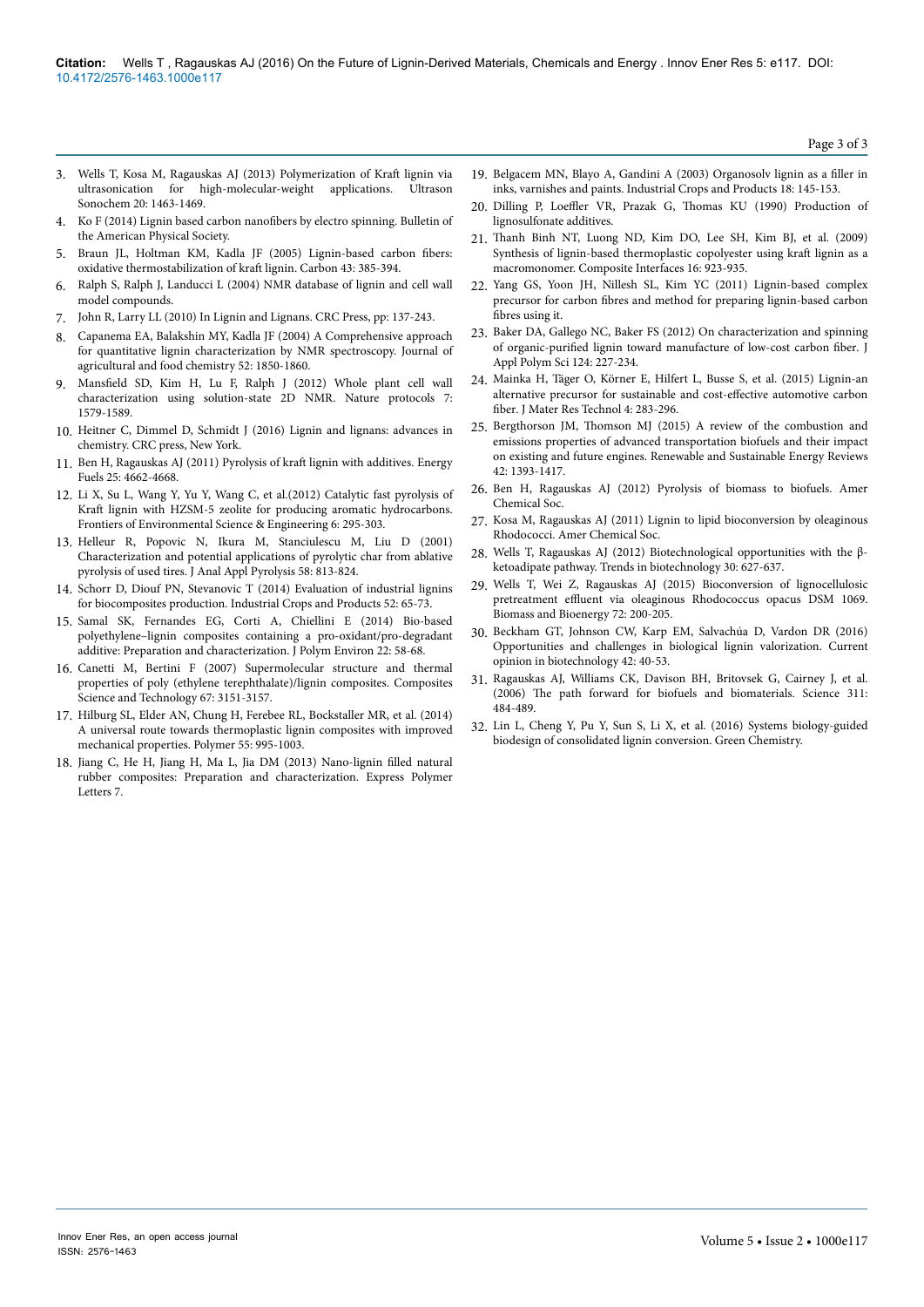3. Wells T, Kosa M, Ragauskas AJ (2013) Polymerization of Kraft lignin via ultrasonication for high-molecular-weight applications. Ultrason Sonochem 20: 1463-1469.
4. Ko F (2014) Lignin based carbon nanofibers by electro spinning. Bulletin of the American Physical Society.
5. Braun JL, Holtman KM, Kadla JF (2005) Lignin-based carbon fibers: oxidative thermostabilization of kraft lignin. Carbon 43: 385-394.
6. Ralph S, Ralph J, Landucci L (2004) NMR database of lignin and cell wall model compounds.
7. John R, Larry LL (2010) In Lignin and Lignans. CRC Press, pp: 137-243.
8. Capanema EA, Balakshin MY, Kadla JF (2004) A Comprehensive approach for quantitative lignin characterization by NMR spectroscopy. Journal of agricultural and food chemistry 52: 1850-1860.
9. Mansfield SD, Kim H, Lu F, Ralph J (2012) Whole plant cell wall characterization using solution-state 2D NMR. Nature protocols 7: 1579-1589.
10. Heitner C, Dimmel D, Schmidt J (2016) Lignin and lignans: advances in chemistry. CRC press, New York.
11. Ben H, Ragauskas AJ (2011) Pyrolysis of kraft lignin with additives. Energy Fuels 25: 4662-4668.
12. Li X, Su L, Wang Y, Yu Y, Wang C, et al.(2012) Catalytic fast pyrolysis of Kraft lignin with HZSM-5 zeolite for producing aromatic hydrocarbons. Frontiers of Environmental Science & Engineering 6: 295-303.
13. Helleur R, Popovic N, Ikura M, Stanciulescu M, Liu D (2001) Characterization and potential applications of pyrolytic char from ablative pyrolysis of used tires. J Anal Appl Pyrolysis 58: 813-824.
14. Schorr D, Diouf PN, Stevanovic T (2014) Evaluation of industrial lignins for biocomposites production. Industrial Crops and Products 52: 65-73.
15. Samal SK, Fernandes EG, Corti A, Chiellini E (2014) Bio-based polyethylene–lignin composites containing a pro-oxidant/pro-degradant additive: Preparation and characterization. J Polym Environ 22: 58-68.
16. Canetti M, Bertini F (2007) Supermolecular structure and thermal properties of poly (ethylene terephthalate)/lignin composites. Composites Science and Technology 67: 3151-3157.
17. Hilburg SL, Elder AN, Chung H, Ferebee RL, Bockstaller MR, et al. (2014) A universal route towards thermoplastic lignin composites with improved mechanical properties. Polymer 55: 995-1003.
18. Jiang C, He H, Jiang H, Ma L, Jia DM (2013) Nano-lignin filled natural rubber composites: Preparation and characterization. Express Polymer Letters 7.
19. Belgacem MN, Blayo A, Gandini A (2003) Organosolv lignin as a filler in inks, varnishes and paints. Industrial Crops and Products 18: 145-153.
20. Dilling P, Loeffler VR, Prazak G, Thomas KU (1990) Production of lignosulfonate additives.
21. Thanh Binh NT, Luong ND, Kim DO, Lee SH, Kim BJ, et al. (2009) Synthesis of lignin-based thermoplastic copolyester using kraft lignin as a macromonomer. Composite Interfaces 16: 923-935.
22. Yang GS, Yoon JH, Nillesh SL, Kim YC (2011) Lignin-based complex precursor for carbon fibres and method for preparing lignin-based carbon fibres using it.
23. Baker DA, Gallego NC, Baker FS (2012) On characterization and spinning of organic-purified lignin toward manufacture of low-cost carbon fiber. J Appl Polym Sci 124: 227-234.
24. Mainka H, Täger O, Körner E, Hilfert L, Busse S, et al. (2015) Lignin-an alternative precursor for sustainable and cost-effective automotive carbon fiber. J Mater Res Technol 4: 283-296.
25. Bergthorson JM, Thomson MJ (2015) A review of the combustion and emissions properties of advanced transportation biofuels and their impact on existing and future engines. Renewable and Sustainable Energy Reviews 42: 1393-1417.
26. Ben H, Ragauskas AJ (2012) Pyrolysis of biomass to biofuels. Amer Chemical Soc.
27. Kosa M, Ragauskas AJ (2011) Lignin to lipid bioconversion by oleaginous Rhodococci. Amer Chemical Soc.
28. Wells T, Ragauskas AJ (2012) Biotechnological opportunities with the β-ketoadipate pathway. Trends in biotechnology 30: 627-637.
29. Wells T, Wei Z, Ragauskas AJ (2015) Bioconversion of lignocellulosic pretreatment effluent via oleaginous Rhodococcus opacus DSM 1069. Biomass and Bioenergy 72: 200-205.
30. Beckham GT, Johnson CW, Karp EM, Salvachúa D, Vardon DR (2016) Opportunities and challenges in biological lignin valorization. Current opinion in biotechnology 42: 40-53.
31. Ragauskas AJ, Williams CK, Davison BH, Britovsek G, Cairney J, et al. (2006) The path forward for biofuels and biomaterials. Science 311: 484-489.
32. Lin L, Cheng Y, Pu Y, Sun S, Li X, et al. (2016) Systems biology-guided biodesign of consolidated lignin conversion. Green Chemistry.